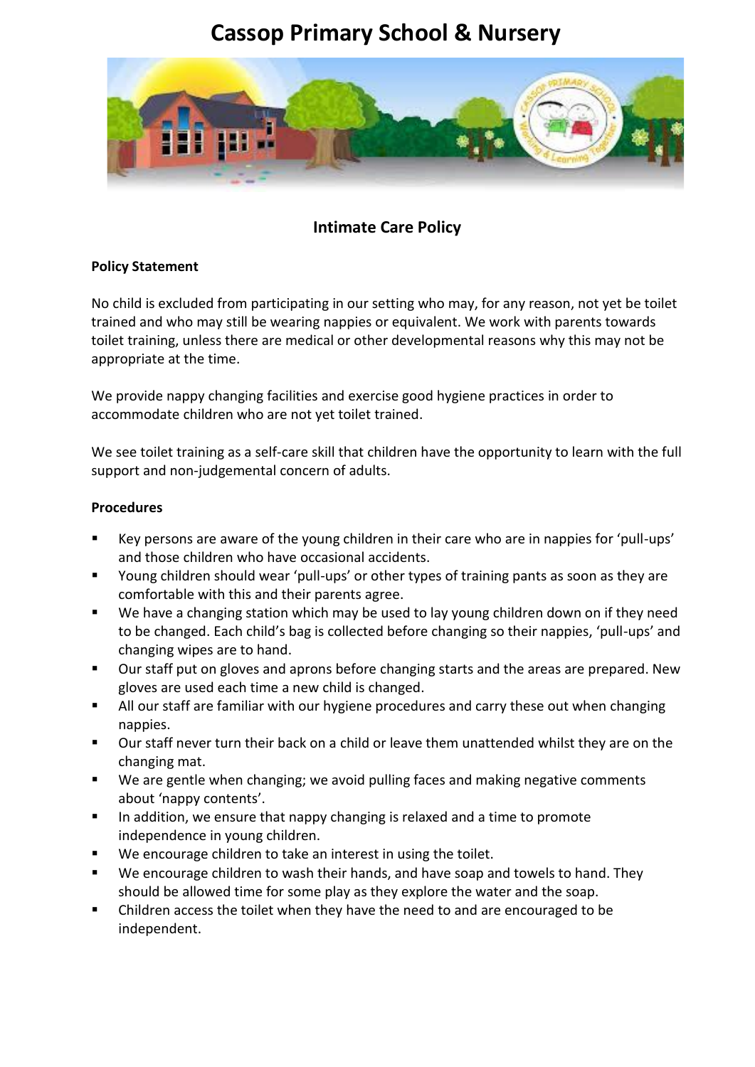# Cassop Primary School & Nursery

## Intimate Care Policy

**Policy Statement**

No child is excluded from participating in our setting who may, for any reason, not yet be toilet trained and who may still be wearing nappies or equivalent. We work with parents towards toilet training, unless there are medical or other developmental reasons why this may not be appropriate at the time.

We provide nappy changing facilities and exercise good hygiene practices in order to accommodate children who are not yet toilet trained.

We see toilet training as a self-care skill that children have the opportunity to learn with the full support and non-judgemental concern of adults.

**Procedures**

- Key persons are aware of the young children in their care who are in nappies for 'pull-ups' and those children who have occasional accidents.
- Young children should wear 'pull-ups' or other types of training pants as soon as they are comfortable with this and their parents agree.
- We have a changing station which may be used to lay young children down on if they need to be changed. Each child's bag is collected before changing so their nappies, 'pull-ups' and changing wipes are to hand.
- Our staff put on gloves and aprons before changing starts and the areas are prepared. New gloves are used each time a new child is changed.
- All our staff are familiar with our hygiene procedures and carry these out when changing nappies.
- Our staff never turn their back on a child or leave them unattended whilst they are on the changing mat.
- We are gentle when changing; we avoid pulling faces and making negative comments about 'nappy contents'.
- In addition, we ensure that nappy changing is relaxed and a time to promote independence in young children.
- We encourage children to take an interest in using the toilet.
- We encourage children to wash their hands, and have soap and towels to hand. They should be allowed time for some play as they explore the water and the soap.
- Children access the toilet when they have the need to and are encouraged to be independent.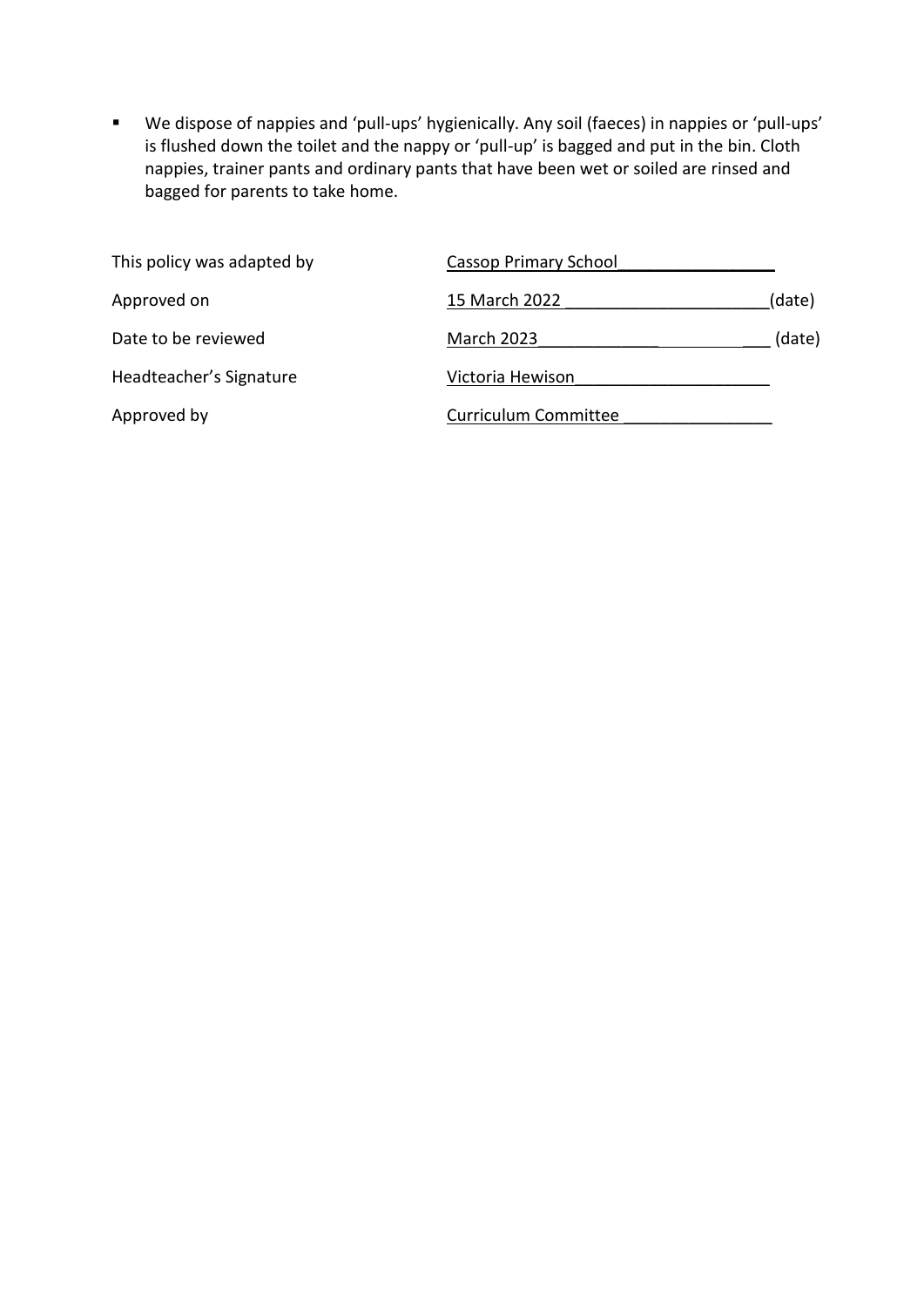- We dispose of nappies and 'pull-ups' hygienically. Any soil (faeces) in nappies or 'pull-ups' is flushed down the toilet and the nappy or 'pull-up' is bagged and put in the bin. Cloth nappies, trainer pants and ordinary pants that have been wet or soiled are rinsed and bagged for parents to take home.

| | |
|---|---|
| This policy was adapted by | Cassop Primary School |
| Approved on | 15 March 2022 (date) |
| Date to be reviewed | March 2023 (date) |
| Headteacher's Signature | Victoria Hewison |
| Approved by | Curriculum Committee |